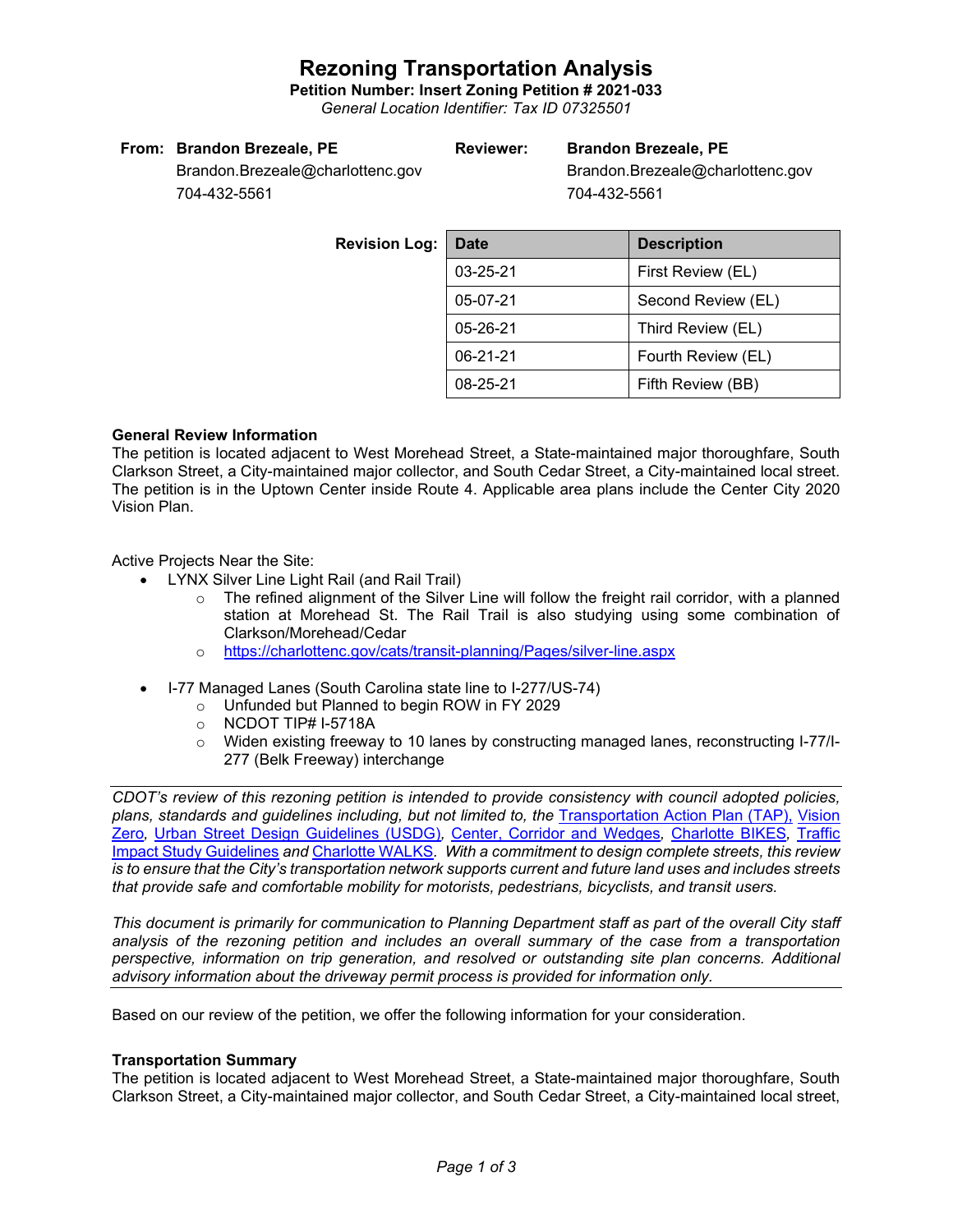# Rezoning Transportation Analysis

**Petition Number: Insert Zoning Petition # 2021-033**

*General Location Identifier: Tax ID 07325501*

**From:** **Brandon Brezeale, PE**
Brandon.Brezeale@charlottenc.gov
704-432-5561

**Reviewer:** **Brandon Brezeale, PE**
Brandon.Brezeale@charlottenc.gov
704-432-5561

**Revision Log:**

| Date | Description |
|---|---|
| 03-25-21 | First Review (EL) |
| 05-07-21 | Second Review (EL) |
| 05-26-21 | Third Review (EL) |
| 06-21-21 | Fourth Review (EL) |
| 08-25-21 | Fifth Review (BB) |

**General Review Information**

The petition is located adjacent to West Morehead Street, a State-maintained major thoroughfare, South Clarkson Street, a City-maintained major collector, and South Cedar Street, a City-maintained local street. The petition is in the Uptown Center inside Route 4. Applicable area plans include the Center City 2020 Vision Plan.

Active Projects Near the Site:

- LYNX Silver Line Light Rail (and Rail Trail)
  - The refined alignment of the Silver Line will follow the freight rail corridor, with a planned station at Morehead St. The Rail Trail is also studying using some combination of Clarkson/Morehead/Cedar
  - https://charlottenc.gov/cats/transit-planning/Pages/silver-line.aspx
- I-77 Managed Lanes (South Carolina state line to I-277/US-74)
  - Unfunded but Planned to begin ROW in FY 2029
  - NCDOT TIP# I-5718A
  - Widen existing freeway to 10 lanes by constructing managed lanes, reconstructing I-77/I-277 (Belk Freeway) interchange

---

*CDOT's review of this rezoning petition is intended to provide consistency with council adopted policies, plans, standards and guidelines including, but not limited to, the Transportation Action Plan (TAP), Vision Zero, Urban Street Design Guidelines (USDG), Center, Corridor and Wedges, Charlotte BIKES, Traffic Impact Study Guidelines and Charlotte WALKS. With a commitment to design complete streets, this review is to ensure that the City's transportation network supports current and future land uses and includes streets that provide safe and comfortable mobility for motorists, pedestrians, bicyclists, and transit users.*

*This document is primarily for communication to Planning Department staff as part of the overall City staff analysis of the rezoning petition and includes an overall summary of the case from a transportation perspective, information on trip generation, and resolved or outstanding site plan concerns. Additional advisory information about the driveway permit process is provided for information only.*

---

Based on our review of the petition, we offer the following information for your consideration.

**Transportation Summary**

The petition is located adjacent to West Morehead Street, a State-maintained major thoroughfare, South Clarkson Street, a City-maintained major collector, and South Cedar Street, a City-maintained local street,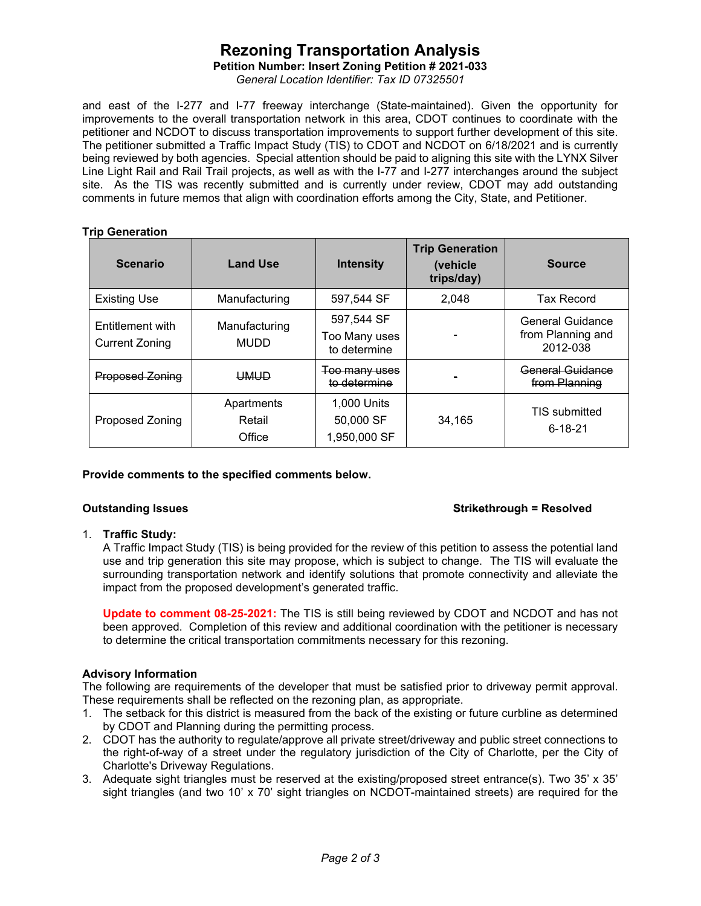# Rezoning Transportation Analysis

**Petition Number: Insert Zoning Petition # 2021-033**

*General Location Identifier: Tax ID 07325501*

and east of the I-277 and I-77 freeway interchange (State-maintained). Given the opportunity for improvements to the overall transportation network in this area, CDOT continues to coordinate with the petitioner and NCDOT to discuss transportation improvements to support further development of this site. The petitioner submitted a Traffic Impact Study (TIS) to CDOT and NCDOT on 6/18/2021 and is currently being reviewed by both agencies. Special attention should be paid to aligning this site with the LYNX Silver Line Light Rail and Rail Trail projects, as well as with the I-77 and I-277 interchanges around the subject site. As the TIS was recently submitted and is currently under review, CDOT may add outstanding comments in future memos that align with coordination efforts among the City, State, and Petitioner.

**Trip Generation**

| Scenario | Land Use | Intensity | Trip Generation (vehicle trips/day) | Source |
|---|---|---|---|---|
| Existing Use | Manufacturing | 597,544 SF | 2,048 | Tax Record |
| Entitlement with Current Zoning | Manufacturing<br>MUDD | 597,544 SF<br>Too Many uses to determine | - | General Guidance from Planning and 2012-038 |
| ~~Proposed Zoning~~ | ~~UMUD~~ | ~~Too many uses to determine~~ | ~~-~~ | ~~General Guidance from Planning~~ |
| Proposed Zoning | Apartments<br>Retail<br>Office | 1,000 Units<br>50,000 SF<br>1,950,000 SF | 34,165 | TIS submitted 6-18-21 |

**Provide comments to the specified comments below.**

**Outstanding Issues** **~~Strikethrough~~ = Resolved**

1. **Traffic Study:**
   A Traffic Impact Study (TIS) is being provided for the review of this petition to assess the potential land use and trip generation this site may propose, which is subject to change. The TIS will evaluate the surrounding transportation network and identify solutions that promote connectivity and alleviate the impact from the proposed development's generated traffic.

   **Update to comment 08-25-2021:** The TIS is still being reviewed by CDOT and NCDOT and has not been approved. Completion of this review and additional coordination with the petitioner is necessary to determine the critical transportation commitments necessary for this rezoning.

**Advisory Information**

The following are requirements of the developer that must be satisfied prior to driveway permit approval. These requirements shall be reflected on the rezoning plan, as appropriate.

1. The setback for this district is measured from the back of the existing or future curbline as determined by CDOT and Planning during the permitting process.
2. CDOT has the authority to regulate/approve all private street/driveway and public street connections to the right-of-way of a street under the regulatory jurisdiction of the City of Charlotte, per the City of Charlotte's Driveway Regulations.
3. Adequate sight triangles must be reserved at the existing/proposed street entrance(s). Two 35' x 35' sight triangles (and two 10' x 70' sight triangles on NCDOT-maintained streets) are required for the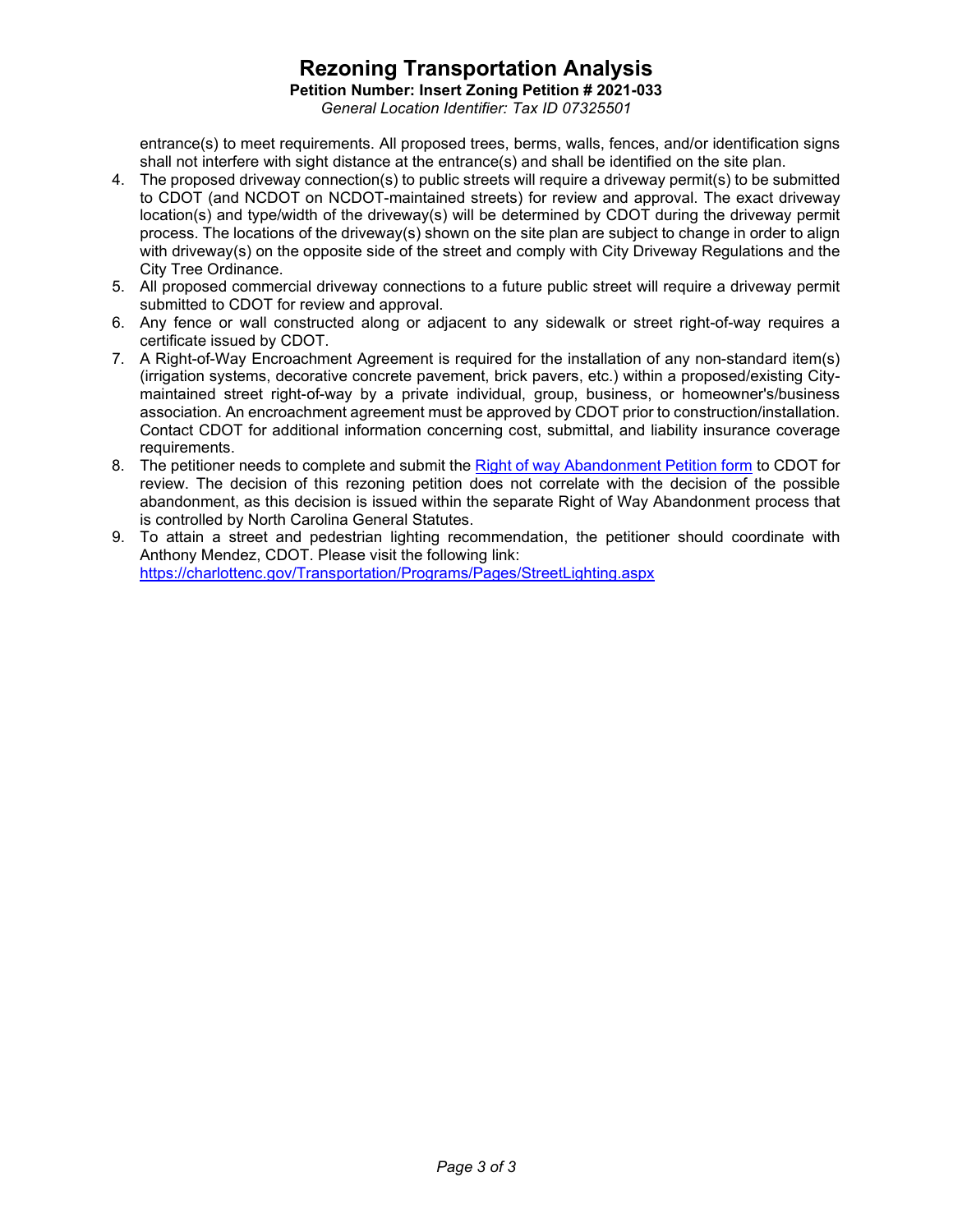entrance(s) to meet requirements. All proposed trees, berms, walls, fences, and/or identification signs shall not interfere with sight distance at the entrance(s) and shall be identified on the site plan.

4. The proposed driveway connection(s) to public streets will require a driveway permit(s) to be submitted to CDOT (and NCDOT on NCDOT-maintained streets) for review and approval. The exact driveway location(s) and type/width of the driveway(s) will be determined by CDOT during the driveway permit process. The locations of the driveway(s) shown on the site plan are subject to change in order to align with driveway(s) on the opposite side of the street and comply with City Driveway Regulations and the City Tree Ordinance.
5. All proposed commercial driveway connections to a future public street will require a driveway permit submitted to CDOT for review and approval.
6. Any fence or wall constructed along or adjacent to any sidewalk or street right-of-way requires a certificate issued by CDOT.
7. A Right-of-Way Encroachment Agreement is required for the installation of any non-standard item(s) (irrigation systems, decorative concrete pavement, brick pavers, etc.) within a proposed/existing City-maintained street right-of-way by a private individual, group, business, or homeowner's/business association. An encroachment agreement must be approved by CDOT prior to construction/installation. Contact CDOT for additional information concerning cost, submittal, and liability insurance coverage requirements.
8. The petitioner needs to complete and submit the Right of way Abandonment Petition form to CDOT for review. The decision of this rezoning petition does not correlate with the decision of the possible abandonment, as this decision is issued within the separate Right of Way Abandonment process that is controlled by North Carolina General Statutes.
9. To attain a street and pedestrian lighting recommendation, the petitioner should coordinate with Anthony Mendez, CDOT. Please visit the following link: https://charlottenc.gov/Transportation/Programs/Pages/StreetLighting.aspx